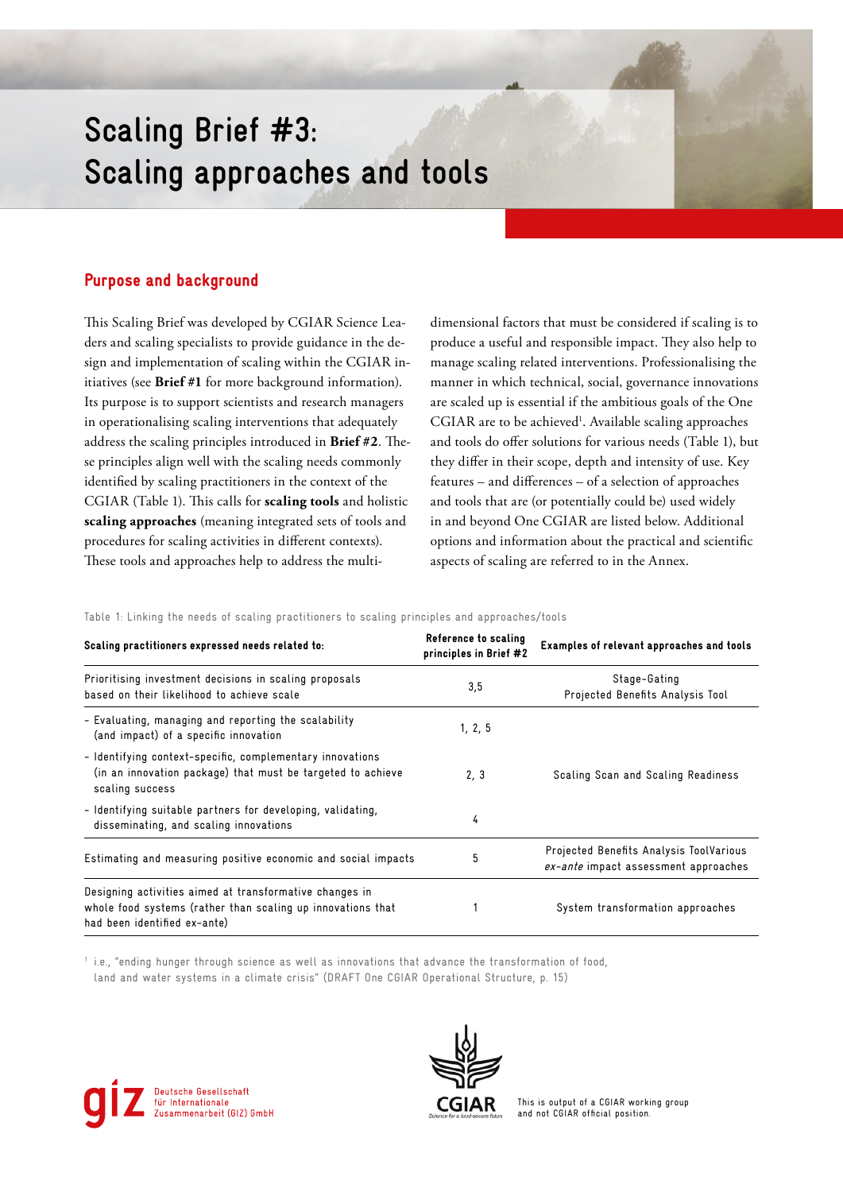# Scaling Brief #3: Scaling approaches and tools

## Purpose and background

This Scaling Brief was developed by CGIAR Science Leaders and scaling specialists to provide guidance in the design and implementation of scaling within the CGIAR initiatives (see **Brief #1** for more background information). Its purpose is to support scientists and research managers in operationalising scaling interventions that adequately address the scaling principles introduced in **Brief #2**. These principles align well with the scaling needs commonly identified by scaling practitioners in the context of the CGIAR (Table 1). This calls for **scaling tools** and holistic **scaling approaches** (meaning integrated sets of tools and procedures for scaling activities in different contexts). These tools and approaches help to address the multi-dimensional factors that must be considered if scaling is to produce a useful and responsible impact. They also help to manage scaling related interventions. Professionalising the manner in which technical, social, governance innovations are scaled up is essential if the ambitious goals of the One CGIAR are to be achieved[1]. Available scaling approaches and tools do offer solutions for various needs (Table 1), but they differ in their scope, depth and intensity of use. Key features – and differences – of a selection of approaches and tools that are (or potentially could be) used widely in and beyond One CGIAR are listed below. Additional options and information about the practical and scientific aspects of scaling are referred to in the Annex.

Table 1: Linking the needs of scaling practitioners to scaling principles and approaches/tools

| Scaling practitioners expressed needs related to: | Reference to scaling principles in Brief #2 | Examples of relevant approaches and tools |
|---|---|---|
| Prioritising investment decisions in scaling proposals based on their likelihood to achieve scale | 3,5 | Stage-Gating<br>Projected Benefits Analysis Tool |
| - Evaluating, managing and reporting the scalability (and impact) of a specific innovation | 1, 2, 5 | Scaling Scan and Scaling Readiness |
| - Identifying context-specific, complementary innovations (in an innovation package) that must be targeted to achieve scaling success | 2, 3 | |
| - Identifying suitable partners for developing, validating, disseminating, and scaling innovations | 4 | |
| Estimating and measuring positive economic and social impacts | 5 | Projected Benefits Analysis ToolVarious *ex-ante* impact assessment approaches |
| Designing activities aimed at transformative changes in whole food systems (rather than scaling up innovations that had been identified ex-ante) | 1 | System transformation approaches |

[1] i.e., "ending hunger through science as well as innovations that advance the transformation of food, land and water systems in a climate crisis" (DRAFT One CGIAR Operational Structure, p. 15)

Deutsche Gesellschaft für Internationale Zusammenarbeit (GIZ) GmbH

CGIAR — Science for a food-secure future

This is output of a CGIAR working group and not CGIAR official position.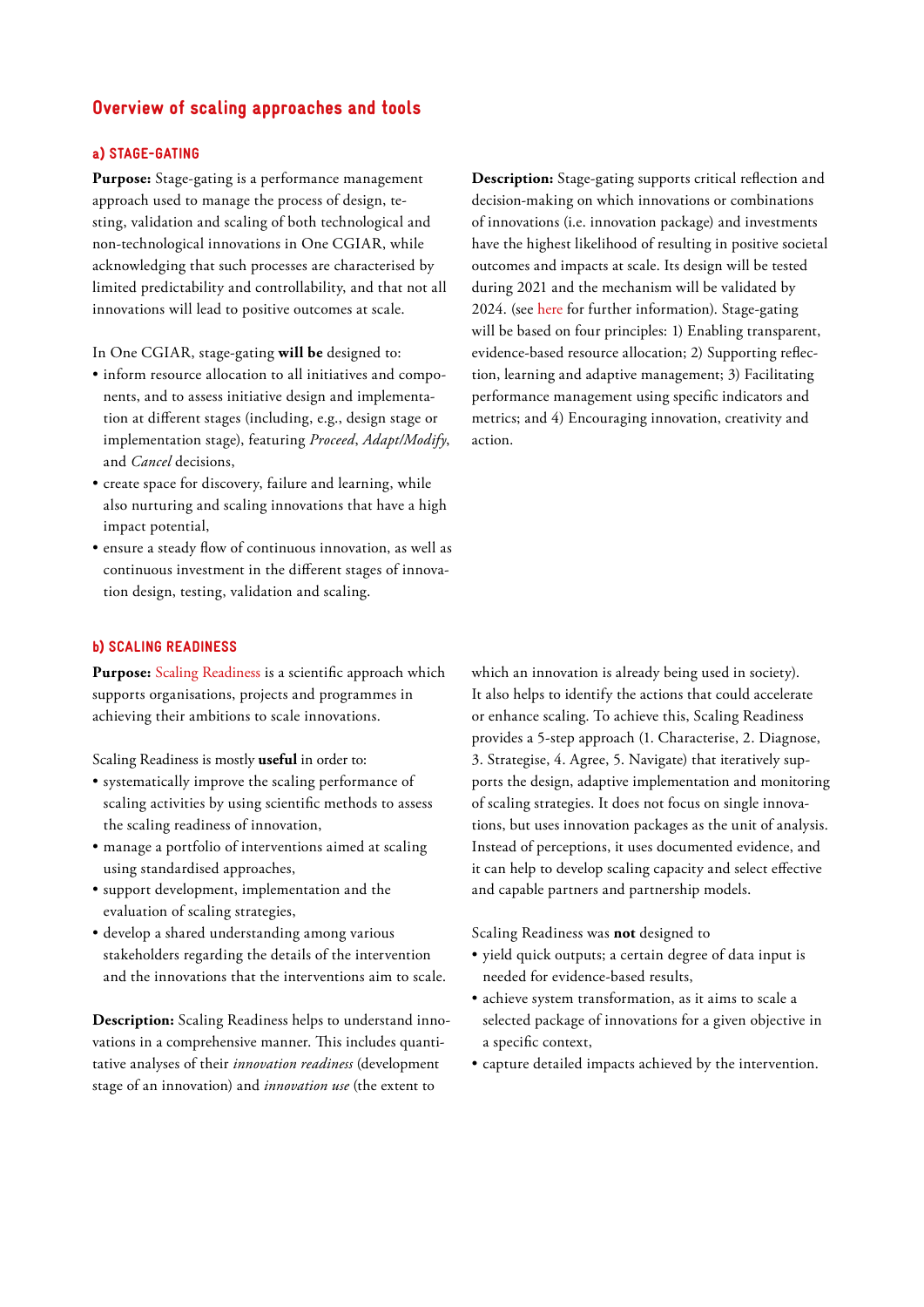## Overview of scaling approaches and tools

### a) STAGE-GATING

**Purpose:** Stage-gating is a performance management approach used to manage the process of design, testing, validation and scaling of both technological and non-technological innovations in One CGIAR, while acknowledging that such processes are characterised by limited predictability and controllability, and that not all innovations will lead to positive outcomes at scale.

In One CGIAR, stage-gating **will be** designed to:

- inform resource allocation to all initiatives and components, and to assess initiative design and implementation at different stages (including, e.g., design stage or implementation stage), featuring *Proceed*, *Adapt/Modify*, and *Cancel* decisions,
- create space for discovery, failure and learning, while also nurturing and scaling innovations that have a high impact potential,
- ensure a steady flow of continuous innovation, as well as continuous investment in the different stages of innovation design, testing, validation and scaling.

**Description:** Stage-gating supports critical reflection and decision-making on which innovations or combinations of innovations (i.e. innovation package) and investments have the highest likelihood of resulting in positive societal outcomes and impacts at scale. Its design will be tested during 2021 and the mechanism will be validated by 2024. (see here for further information). Stage-gating will be based on four principles: 1) Enabling transparent, evidence-based resource allocation; 2) Supporting reflection, learning and adaptive management; 3) Facilitating performance management using specific indicators and metrics; and 4) Encouraging innovation, creativity and action.

### b) SCALING READINESS

**Purpose:** Scaling Readiness is a scientific approach which supports organisations, projects and programmes in achieving their ambitions to scale innovations.

Scaling Readiness is mostly **useful** in order to:

- systematically improve the scaling performance of scaling activities by using scientific methods to assess the scaling readiness of innovation,
- manage a portfolio of interventions aimed at scaling using standardised approaches,
- support development, implementation and the evaluation of scaling strategies,
- develop a shared understanding among various stakeholders regarding the details of the intervention and the innovations that the interventions aim to scale.

**Description:** Scaling Readiness helps to understand innovations in a comprehensive manner. This includes quantitative analyses of their *innovation readiness* (development stage of an innovation) and *innovation use* (the extent to which an innovation is already being used in society). It also helps to identify the actions that could accelerate or enhance scaling. To achieve this, Scaling Readiness provides a 5-step approach (1. Characterise, 2. Diagnose, 3. Strategise, 4. Agree, 5. Navigate) that iteratively supports the design, adaptive implementation and monitoring of scaling strategies. It does not focus on single innovations, but uses innovation packages as the unit of analysis. Instead of perceptions, it uses documented evidence, and it can help to develop scaling capacity and select effective and capable partners and partnership models.

Scaling Readiness was **not** designed to

- yield quick outputs; a certain degree of data input is needed for evidence-based results,
- achieve system transformation, as it aims to scale a selected package of innovations for a given objective in a specific context,
- capture detailed impacts achieved by the intervention.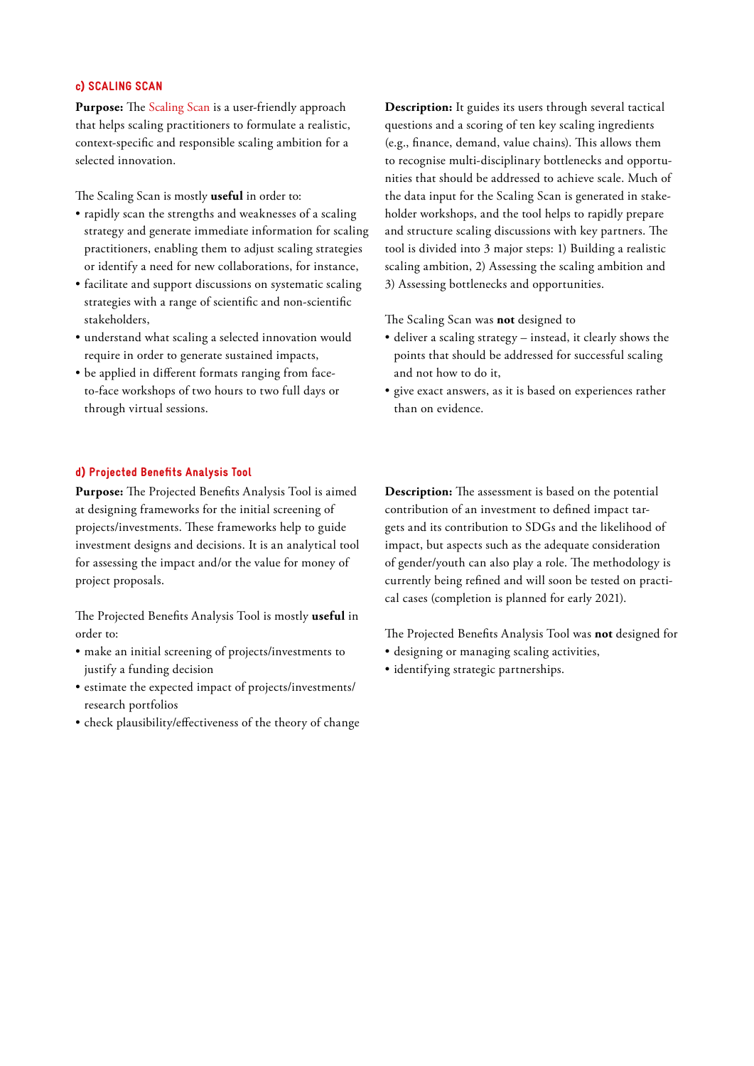### c) SCALING SCAN

**Purpose:** The Scaling Scan is a user-friendly approach that helps scaling practitioners to formulate a realistic, context-specific and responsible scaling ambition for a selected innovation.

The Scaling Scan is mostly **useful** in order to:

- rapidly scan the strengths and weaknesses of a scaling strategy and generate immediate information for scaling practitioners, enabling them to adjust scaling strategies or identify a need for new collaborations, for instance,
- facilitate and support discussions on systematic scaling strategies with a range of scientific and non-scientific stakeholders,
- understand what scaling a selected innovation would require in order to generate sustained impacts,
- be applied in different formats ranging from face-to-face workshops of two hours to two full days or through virtual sessions.

**Description:** It guides its users through several tactical questions and a scoring of ten key scaling ingredients (e.g., finance, demand, value chains). This allows them to recognise multi-disciplinary bottlenecks and opportunities that should be addressed to achieve scale. Much of the data input for the Scaling Scan is generated in stakeholder workshops, and the tool helps to rapidly prepare and structure scaling discussions with key partners. The tool is divided into 3 major steps: 1) Building a realistic scaling ambition, 2) Assessing the scaling ambition and 3) Assessing bottlenecks and opportunities.

The Scaling Scan was **not** designed to

- deliver a scaling strategy – instead, it clearly shows the points that should be addressed for successful scaling and not how to do it,
- give exact answers, as it is based on experiences rather than on evidence.

### d) Projected Benefits Analysis Tool

**Purpose:** The Projected Benefits Analysis Tool is aimed at designing frameworks for the initial screening of projects/investments. These frameworks help to guide investment designs and decisions. It is an analytical tool for assessing the impact and/or the value for money of project proposals.

The Projected Benefits Analysis Tool is mostly **useful** in order to:

- make an initial screening of projects/investments to justify a funding decision
- estimate the expected impact of projects/investments/research portfolios
- check plausibility/effectiveness of the theory of change

**Description:** The assessment is based on the potential contribution of an investment to defined impact targets and its contribution to SDGs and the likelihood of impact, but aspects such as the adequate consideration of gender/youth can also play a role. The methodology is currently being refined and will soon be tested on practical cases (completion is planned for early 2021).

The Projected Benefits Analysis Tool was **not** designed for

- designing or managing scaling activities,
- identifying strategic partnerships.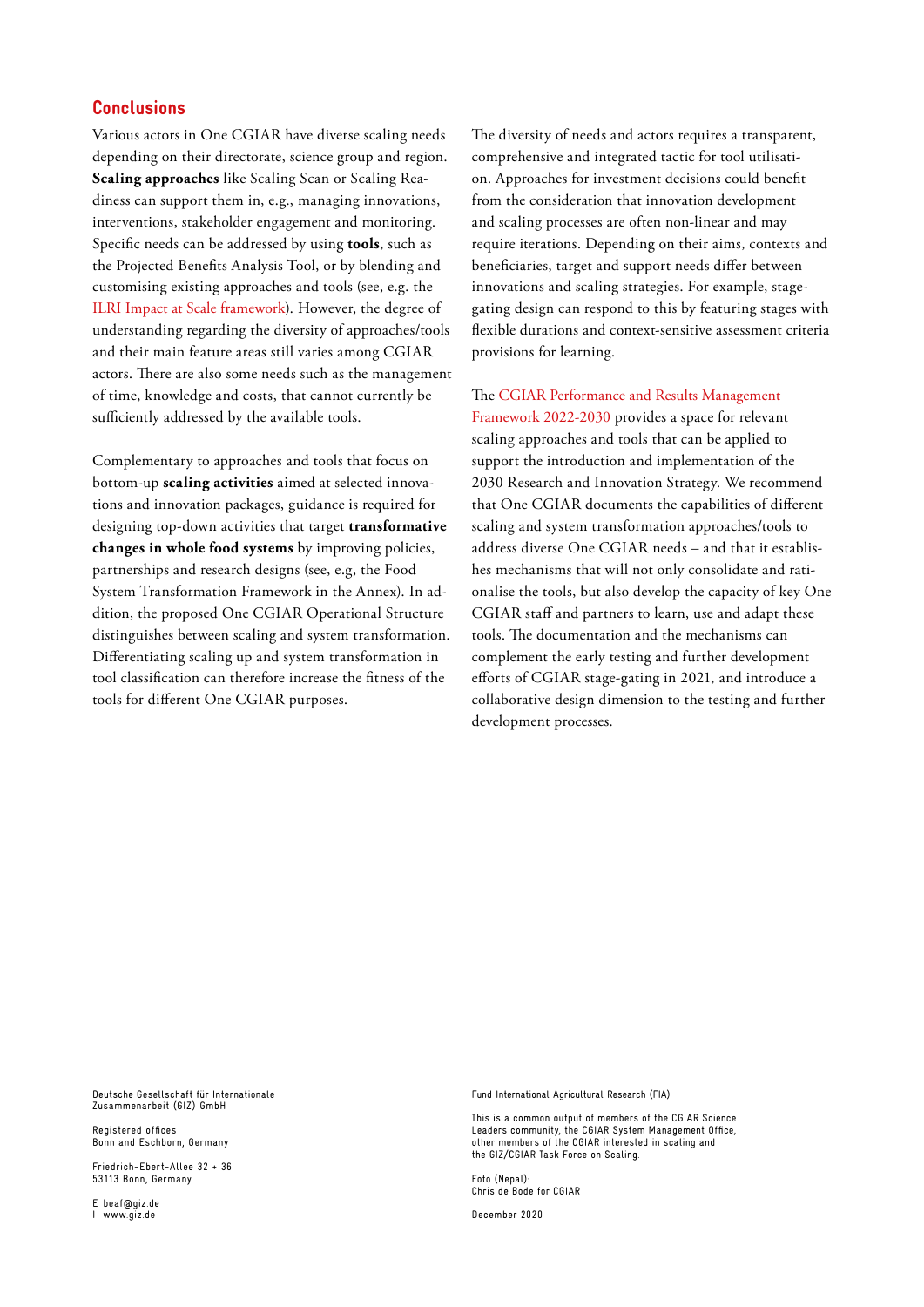## Conclusions

Various actors in One CGIAR have diverse scaling needs depending on their directorate, science group and region. **Scaling approaches** like Scaling Scan or Scaling Readiness can support them in, e.g., managing innovations, interventions, stakeholder engagement and monitoring. Specific needs can be addressed by using **tools**, such as the Projected Benefits Analysis Tool, or by blending and customising existing approaches and tools (see, e.g. the ILRI Impact at Scale framework). However, the degree of understanding regarding the diversity of approaches/tools and their main feature areas still varies among CGIAR actors. There are also some needs such as the management of time, knowledge and costs, that cannot currently be sufficiently addressed by the available tools.

Complementary to approaches and tools that focus on bottom-up **scaling activities** aimed at selected innovations and innovation packages, guidance is required for designing top-down activities that target **transformative changes in whole food systems** by improving policies, partnerships and research designs (see, e.g, the Food System Transformation Framework in the Annex). In addition, the proposed One CGIAR Operational Structure distinguishes between scaling and system transformation. Differentiating scaling up and system transformation in tool classification can therefore increase the fitness of the tools for different One CGIAR purposes.

The diversity of needs and actors requires a transparent, comprehensive and integrated tactic for tool utilisation. Approaches for investment decisions could benefit from the consideration that innovation development and scaling processes are often non-linear and may require iterations. Depending on their aims, contexts and beneficiaries, target and support needs differ between innovations and scaling strategies. For example, stage-gating design can respond to this by featuring stages with flexible durations and context-sensitive assessment criteria provisions for learning.

The CGIAR Performance and Results Management Framework 2022-2030 provides a space for relevant scaling approaches and tools that can be applied to support the introduction and implementation of the 2030 Research and Innovation Strategy. We recommend that One CGIAR documents the capabilities of different scaling and system transformation approaches/tools to address diverse One CGIAR needs – and that it establishes mechanisms that will not only consolidate and rationalise the tools, but also develop the capacity of key One CGIAR staff and partners to learn, use and adapt these tools. The documentation and the mechanisms can complement the early testing and further development efforts of CGIAR stage-gating in 2021, and introduce a collaborative design dimension to the testing and further development processes.

Deutsche Gesellschaft für Internationale Zusammenarbeit (GIZ) GmbH

Registered offices
Bonn and Eschborn, Germany

Friedrich-Ebert-Allee 32 + 36
53113 Bonn, Germany

E beaf@giz.de
I www.giz.de

Fund International Agricultural Research (FIA)

This is a common output of members of the CGIAR Science Leaders community, the CGIAR System Management Office, other members of the CGIAR interested in scaling and the GIZ/CGIAR Task Force on Scaling.

Foto (Nepal):
Chris de Bode for CGIAR

December 2020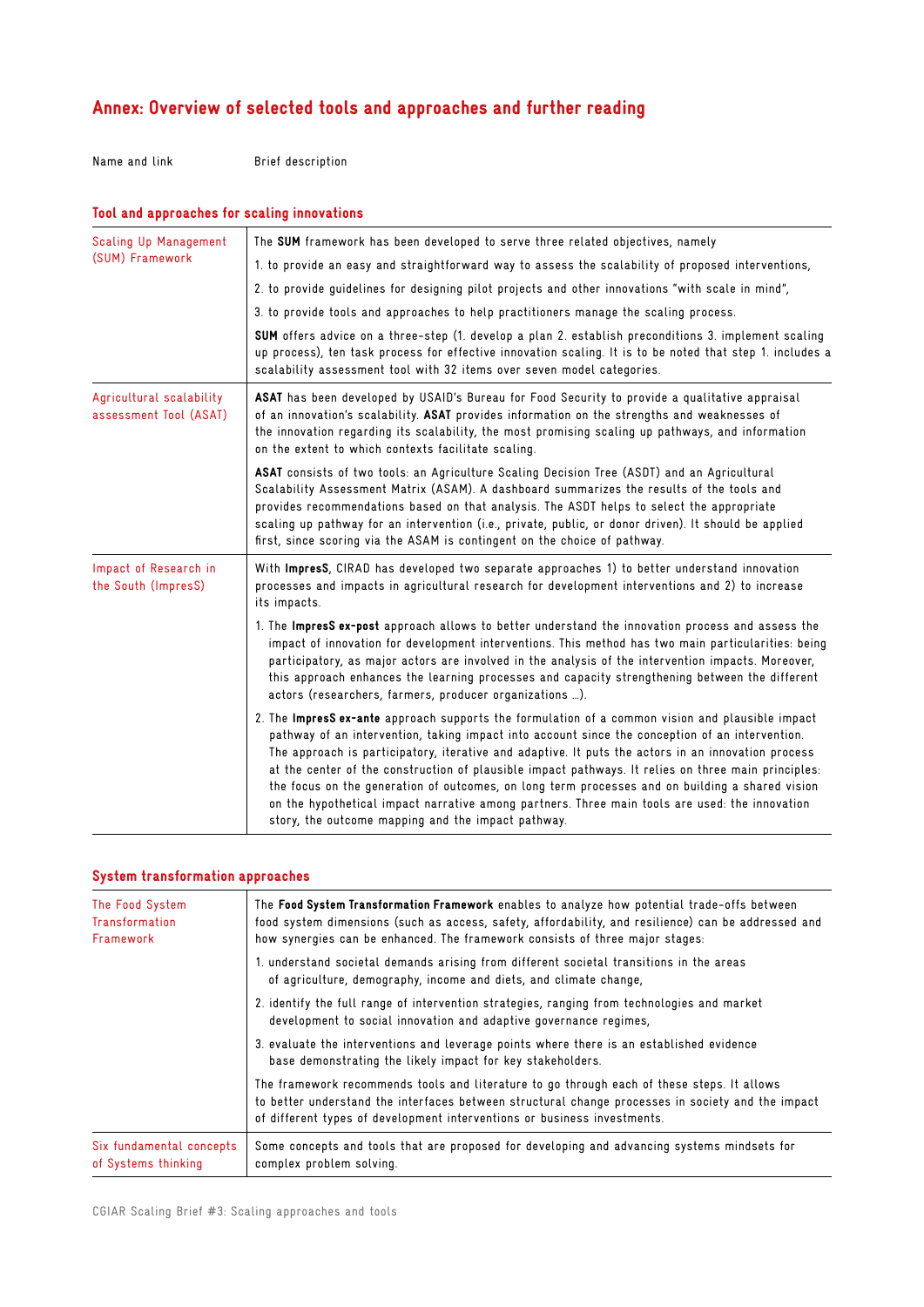## Annex: Overview of selected tools and approaches and further reading

### Tool and approaches for scaling innovations

| Name and link | Brief description |
|---|---|
| Scaling Up Management (SUM) Framework | The **SUM** framework has been developed to serve three related objectives, namely<br>1. to provide an easy and straightforward way to assess the scalability of proposed interventions,<br>2. to provide guidelines for designing pilot projects and other innovations "with scale in mind",<br>3. to provide tools and approaches to help practitioners manage the scaling process.<br>**SUM** offers advice on a three-step (1. develop a plan 2. establish preconditions 3. implement scaling up process), ten task process for effective innovation scaling. It is to be noted that step 1. includes a scalability assessment tool with 32 items over seven model categories. |
| Agricultural scalability assessment Tool (ASAT) | **ASAT** has been developed by USAID's Bureau for Food Security to provide a qualitative appraisal of an innovation's scalability. **ASAT** provides information on the strengths and weaknesses of the innovation regarding its scalability, the most promising scaling up pathways, and information on the extent to which contexts facilitate scaling.<br>**ASAT** consists of two tools: an Agriculture Scaling Decision Tree (ASDT) and an Agricultural Scalability Assessment Matrix (ASAM). A dashboard summarizes the results of the tools and provides recommendations based on that analysis. The ASDT helps to select the appropriate scaling up pathway for an intervention (i.e., private, public, or donor driven). It should be applied first, since scoring via the ASAM is contingent on the choice of pathway. |
| Impact of Research in the South (ImpresS) | With **ImpresS**, CIRAD has developed two separate approaches 1) to better understand innovation processes and impacts in agricultural research for development interventions and 2) to increase its impacts.<br>1. The **ImpresS ex-post** approach allows to better understand the innovation process and assess the impact of innovation for development interventions. This method has two main particularities: being participatory, as major actors are involved in the analysis of the intervention impacts. Moreover, this approach enhances the learning processes and capacity strengthening between the different actors (researchers, farmers, producer organizations …).<br>2. The **ImpresS ex-ante** approach supports the formulation of a common vision and plausible impact pathway of an intervention, taking impact into account since the conception of an intervention. The approach is participatory, iterative and adaptive. It puts the actors in an innovation process at the center of the construction of plausible impact pathways. It relies on three main principles: the focus on the generation of outcomes, on long term processes and on building a shared vision on the hypothetical impact narrative among partners. Three main tools are used: the innovation story, the outcome mapping and the impact pathway. |

### System transformation approaches

| Name and link | Brief description |
|---|---|
| The Food System Transformation Framework | The **Food System Transformation Framework** enables to analyze how potential trade-offs between food system dimensions (such as access, safety, affordability, and resilience) can be addressed and how synergies can be enhanced. The framework consists of three major stages:<br>1. understand societal demands arising from different societal transitions in the areas of agriculture, demography, income and diets, and climate change,<br>2. identify the full range of intervention strategies, ranging from technologies and market development to social innovation and adaptive governance regimes,<br>3. evaluate the interventions and leverage points where there is an established evidence base demonstrating the likely impact for key stakeholders.<br>The framework recommends tools and literature to go through each of these steps. It allows to better understand the interfaces between structural change processes in society and the impact of different types of development interventions or business investments. |
| Six fundamental concepts of Systems thinking | Some concepts and tools that are proposed for developing and advancing systems mindsets for complex problem solving. |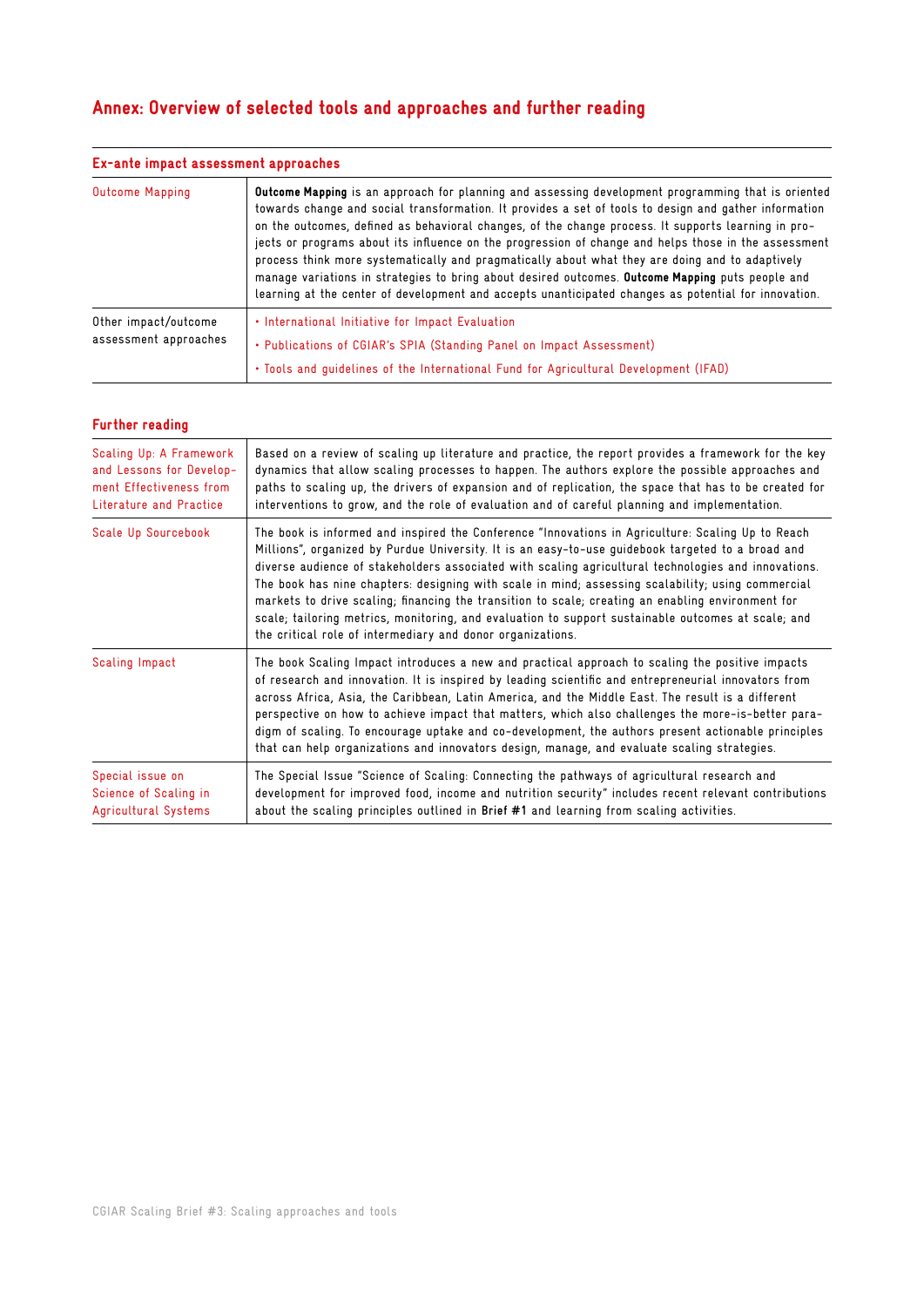## Annex: Overview of selected tools and approaches and further reading

### Ex-ante impact assessment approaches

| | |
|---|---|
| Outcome Mapping | **Outcome Mapping** is an approach for planning and assessing development programming that is oriented towards change and social transformation. It provides a set of tools to design and gather information on the outcomes, defined as behavioral changes, of the change process. It supports learning in projects or programs about its influence on the progression of change and helps those in the assessment process think more systematically and pragmatically about what they are doing and to adaptively manage variations in strategies to bring about desired outcomes. **Outcome Mapping** puts people and learning at the center of development and accepts unanticipated changes as potential for innovation. |
| Other impact/outcome assessment approaches | • International Initiative for Impact Evaluation<br>• Publications of CGIAR's SPIA (Standing Panel on Impact Assessment)<br>• Tools and guidelines of the International Fund for Agricultural Development (IFAD) |

### Further reading

| | |
|---|---|
| Scaling Up: A Framework and Lessons for Development Effectiveness from Literature and Practice | Based on a review of scaling up literature and practice, the report provides a framework for the key dynamics that allow scaling processes to happen. The authors explore the possible approaches and paths to scaling up, the drivers of expansion and of replication, the space that has to be created for interventions to grow, and the role of evaluation and of careful planning and implementation. |
| Scale Up Sourcebook | The book is informed and inspired the Conference "Innovations in Agriculture: Scaling Up to Reach Millions", organized by Purdue University. It is an easy-to-use guidebook targeted to a broad and diverse audience of stakeholders associated with scaling agricultural technologies and innovations. The book has nine chapters: designing with scale in mind; assessing scalability; using commercial markets to drive scaling; financing the transition to scale; creating an enabling environment for scale; tailoring metrics, monitoring, and evaluation to support sustainable outcomes at scale; and the critical role of intermediary and donor organizations. |
| Scaling Impact | The book Scaling Impact introduces a new and practical approach to scaling the positive impacts of research and innovation. It is inspired by leading scientific and entrepreneurial innovators from across Africa, Asia, the Caribbean, Latin America, and the Middle East. The result is a different perspective on how to achieve impact that matters, which also challenges the more-is-better paradigm of scaling. To encourage uptake and co-development, the authors present actionable principles that can help organizations and innovators design, manage, and evaluate scaling strategies. |
| Special issue on Science of Scaling in Agricultural Systems | The Special Issue "Science of Scaling: Connecting the pathways of agricultural research and development for improved food, income and nutrition security" includes recent relevant contributions about the scaling principles outlined in **Brief #1** and learning from scaling activities. |